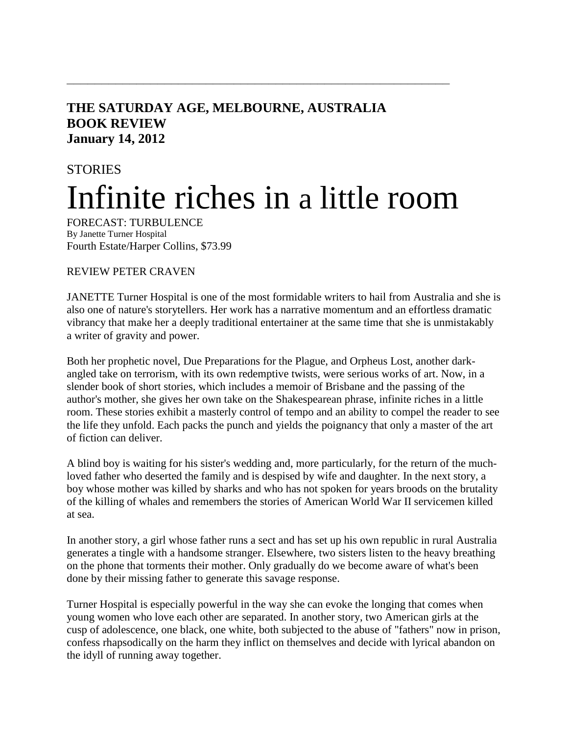**THE SATURDAY AGE, MELBOURNE, AUSTRALIA**
**BOOK REVIEW**
**January 14, 2012**

STORIES

# Infinite riches in a little room

FORECAST: TURBULENCE
By Janette Turner Hospital
Fourth Estate/Harper Collins, $73.99

REVIEW PETER CRAVEN

JANETTE Turner Hospital is one of the most formidable writers to hail from Australia and she is also one of nature's storytellers. Her work has a narrative momentum and an effortless dramatic vibrancy that make her a deeply traditional entertainer at the same time that she is unmistakably a writer of gravity and power.

Both her prophetic novel, Due Preparations for the Plague, and Orpheus Lost, another dark-angled take on terrorism, with its own redemptive twists, were serious works of art. Now, in a slender book of short stories, which includes a memoir of Brisbane and the passing of the author's mother, she gives her own take on the Shakespearean phrase, infinite riches in a little room. These stories exhibit a masterly control of tempo and an ability to compel the reader to see the life they unfold. Each packs the punch and yields the poignancy that only a master of the art of fiction can deliver.

A blind boy is waiting for his sister's wedding and, more particularly, for the return of the much-loved father who deserted the family and is despised by wife and daughter. In the next story, a boy whose mother was killed by sharks and who has not spoken for years broods on the brutality of the killing of whales and remembers the stories of American World War II servicemen killed at sea.

In another story, a girl whose father runs a sect and has set up his own republic in rural Australia generates a tingle with a handsome stranger. Elsewhere, two sisters listen to the heavy breathing on the phone that torments their mother. Only gradually do we become aware of what's been done by their missing father to generate this savage response.

Turner Hospital is especially powerful in the way she can evoke the longing that comes when young women who love each other are separated. In another story, two American girls at the cusp of adolescence, one black, one white, both subjected to the abuse of "fathers" now in prison, confess rhapsodically on the harm they inflict on themselves and decide with lyrical abandon on the idyll of running away together.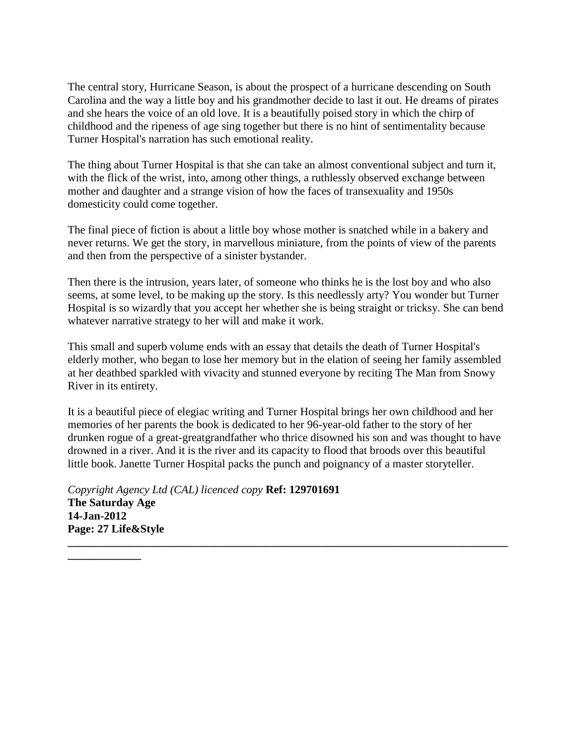The central story, Hurricane Season, is about the prospect of a hurricane descending on South Carolina and the way a little boy and his grandmother decide to last it out. He dreams of pirates and she hears the voice of an old love. It is a beautifully poised story in which the chirp of childhood and the ripeness of age sing together but there is no hint of sentimentality because Turner Hospital's narration has such emotional reality.

The thing about Turner Hospital is that she can take an almost conventional subject and turn it, with the flick of the wrist, into, among other things, a ruthlessly observed exchange between mother and daughter and a strange vision of how the faces of transexuality and 1950s domesticity could come together.

The final piece of fiction is about a little boy whose mother is snatched while in a bakery and never returns. We get the story, in marvellous miniature, from the points of view of the parents and then from the perspective of a sinister bystander.

Then there is the intrusion, years later, of someone who thinks he is the lost boy and who also seems, at some level, to be making up the story. Is this needlessly arty? You wonder but Turner Hospital is so wizardly that you accept her whether she is being straight or tricksy. She can bend whatever narrative strategy to her will and make it work.

This small and superb volume ends with an essay that details the death of Turner Hospital's elderly mother, who began to lose her memory but in the elation of seeing her family assembled at her deathbed sparkled with vivacity and stunned everyone by reciting The Man from Snowy River in its entirety.

It is a beautiful piece of elegiac writing and Turner Hospital brings her own childhood and her memories of her parents the book is dedicated to her 96-year-old father to the story of her drunken rogue of a great-greatgrandfather who thrice disowned his son and was thought to have drowned in a river. And it is the river and its capacity to flood that broods over this beautiful little book. Janette Turner Hospital packs the punch and poignancy of a master storyteller.

*Copyright Agency Ltd (CAL) licenced copy* **Ref: 129701691**
**The Saturday Age**
**14-Jan-2012**
**Page: 27 Life&Style**

---